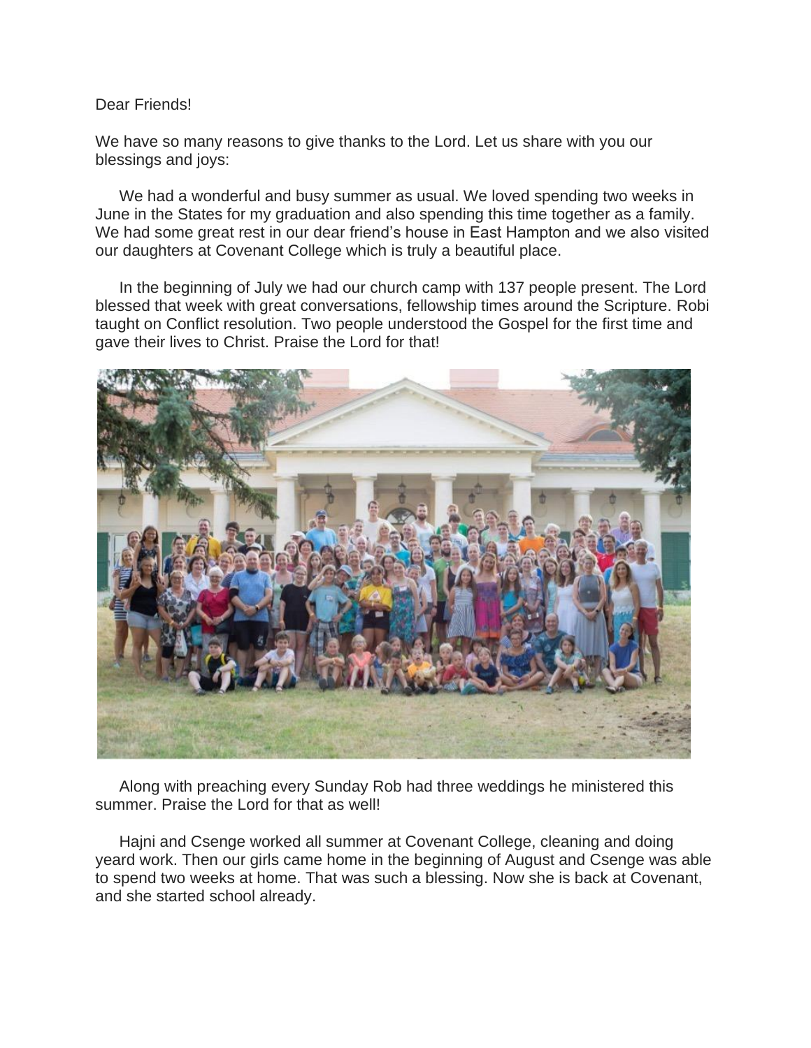Dear Friends!

We have so many reasons to give thanks to the Lord. Let us share with you our blessings and joys:

We had a wonderful and busy summer as usual. We loved spending two weeks in June in the States for my graduation and also spending this time together as a family. We had some great rest in our dear friend's house in East Hampton and we also visited our daughters at Covenant College which is truly a beautiful place.

In the beginning of July we had our church camp with 137 people present. The Lord blessed that week with great conversations, fellowship times around the Scripture. Robi taught on Conflict resolution. Two people understood the Gospel for the first time and gave their lives to Christ. Praise the Lord for that!

Along with preaching every Sunday Rob had three weddings he ministered this summer. Praise the Lord for that as well!

Hajni and Csenge worked all summer at Covenant College, cleaning and doing yeard work. Then our girls came home in the beginning of August and Csenge was able to spend two weeks at home. That was such a blessing. Now she is back at Covenant, and she started school already.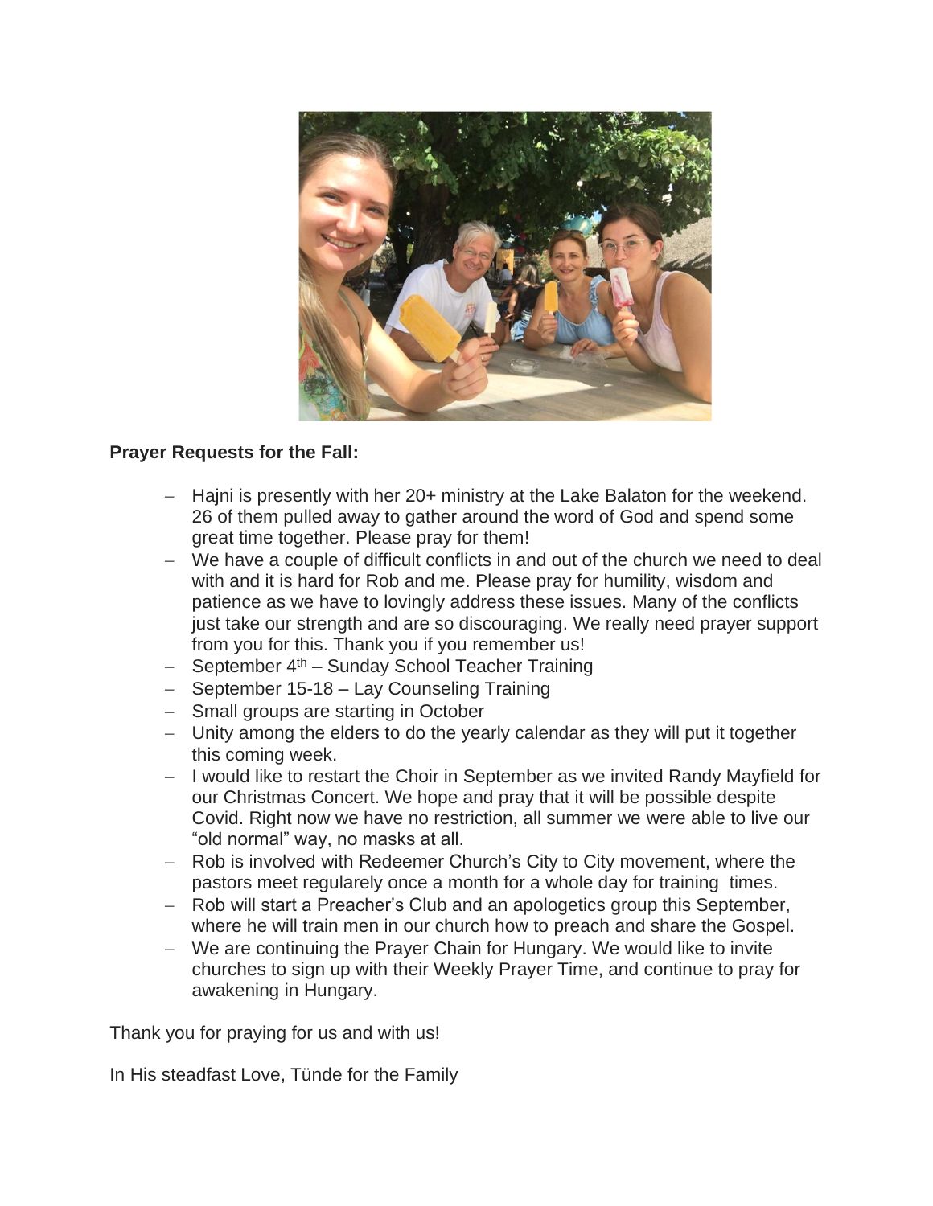**Prayer Requests for the Fall:**

- Hajni is presently with her 20+ ministry at the Lake Balaton for the weekend. 26 of them pulled away to gather around the word of God and spend some great time together. Please pray for them!
- We have a couple of difficult conflicts in and out of the church we need to deal with and it is hard for Rob and me. Please pray for humility, wisdom and patience as we have to lovingly address these issues. Many of the conflicts just take our strength and are so discouraging. We really need prayer support from you for this. Thank you if you remember us!
- September 4th – Sunday School Teacher Training
- September 15-18 – Lay Counseling Training
- Small groups are starting in October
- Unity among the elders to do the yearly calendar as they will put it together this coming week.
- I would like to restart the Choir in September as we invited Randy Mayfield for our Christmas Concert. We hope and pray that it will be possible despite Covid. Right now we have no restriction, all summer we were able to live our "old normal" way, no masks at all.
- Rob is involved with Redeemer Church's City to City movement, where the pastors meet regularely once a month for a whole day for training times.
- Rob will start a Preacher's Club and an apologetics group this September, where he will train men in our church how to preach and share the Gospel.
- We are continuing the Prayer Chain for Hungary. We would like to invite churches to sign up with their Weekly Prayer Time, and continue to pray for awakening in Hungary.

Thank you for praying for us and with us!

In His steadfast Love, Tünde for the Family